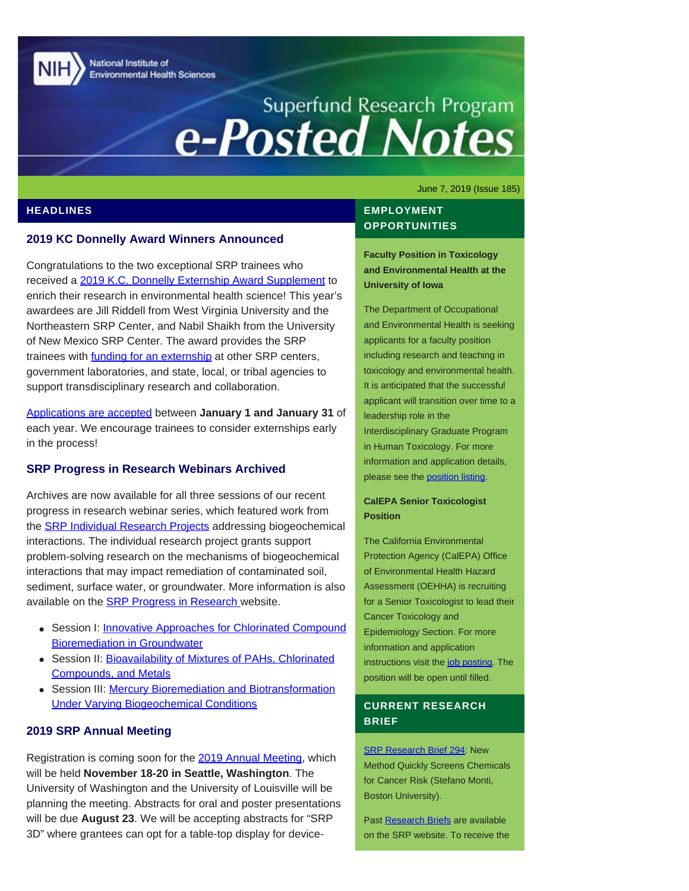National Institute of Environmental Health Sciences

# Superfund Research Program e-Posted Notes

June 7, 2019 (Issue 185)

## HEADLINES

### 2019 KC Donnelly Award Winners Announced

Congratulations to the two exceptional SRP trainees who received a 2019 K.C. Donnelly Externship Award Supplement to enrich their research in environmental health science! This year's awardees are Jill Riddell from West Virginia University and the Northeastern SRP Center, and Nabil Shaikh from the University of New Mexico SRP Center. The award provides the SRP trainees with funding for an externship at other SRP centers, government laboratories, and state, local, or tribal agencies to support transdisciplinary research and collaboration.

Applications are accepted between **January 1 and January 31** of each year. We encourage trainees to consider externships early in the process!

### SRP Progress in Research Webinars Archived

Archives are now available for all three sessions of our recent progress in research webinar series, which featured work from the SRP Individual Research Projects addressing biogeochemical interactions. The individual research project grants support problem-solving research on the mechanisms of biogeochemical interactions that may impact remediation of contaminated soil, sediment, surface water, or groundwater. More information is also available on the SRP Progress in Research website.

- Session I: Innovative Approaches for Chlorinated Compound Bioremediation in Groundwater
- Session II: Bioavailability of Mixtures of PAHs, Chlorinated Compounds, and Metals
- Session III: Mercury Bioremediation and Biotransformation Under Varying Biogeochemical Conditions

### 2019 SRP Annual Meeting

Registration is coming soon for the 2019 Annual Meeting, which will be held **November 18-20 in Seattle, Washington**. The University of Washington and the University of Louisville will be planning the meeting. Abstracts for oral and poster presentations will be due **August 23**. We will be accepting abstracts for "SRP 3D" where grantees can opt for a table-top display for device-

## EMPLOYMENT OPPORTUNITIES

**Faculty Position in Toxicology and Environmental Health at the University of Iowa**

The Department of Occupational and Environmental Health is seeking applicants for a faculty position including research and teaching in toxicology and environmental health. It is anticipated that the successful applicant will transition over time to a leadership role in the Interdisciplinary Graduate Program in Human Toxicology. For more information and application details, please see the position listing.

**CalEPA Senior Toxicologist Position**

The California Environmental Protection Agency (CalEPA) Office of Environmental Health Hazard Assessment (OEHHA) is recruiting for a Senior Toxicologist to lead their Cancer Toxicology and Epidemiology Section. For more information and application instructions visit the job posting. The position will be open until filled.

## CURRENT RESEARCH BRIEF

SRP Research Brief 294: New Method Quickly Screens Chemicals for Cancer Risk (Stefano Monti, Boston University).

Past Research Briefs are available on the SRP website. To receive the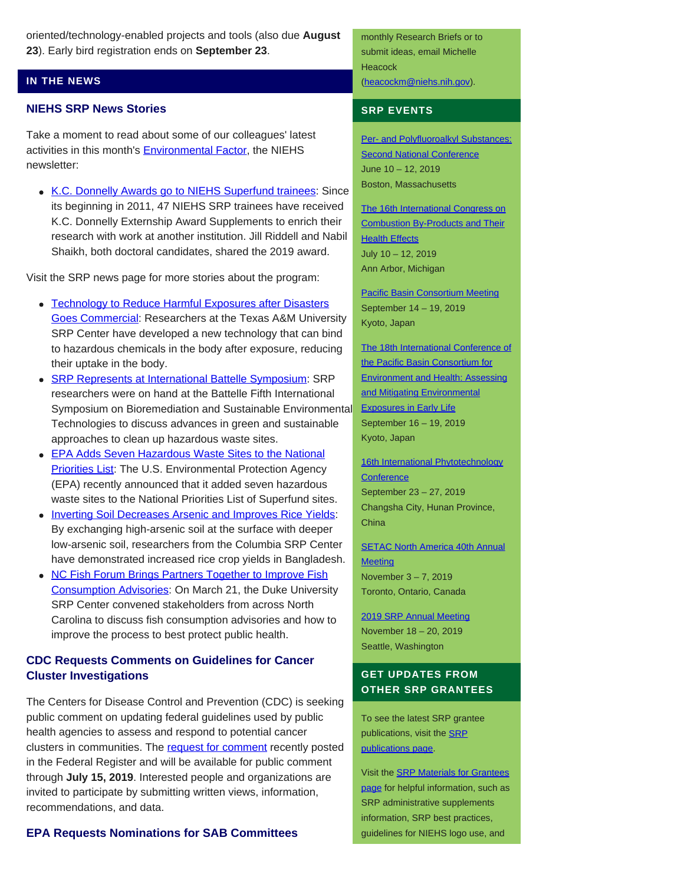oriented/technology-enabled projects and tools (also due **August 23**). Early bird registration ends on **September 23**.

## IN THE NEWS

### NIEHS SRP News Stories

Take a moment to read about some of our colleagues' latest activities in this month's Environmental Factor, the NIEHS newsletter:

- K.C. Donnelly Awards go to NIEHS Superfund trainees: Since its beginning in 2011, 47 NIEHS SRP trainees have received K.C. Donnelly Externship Award Supplements to enrich their research with work at another institution. Jill Riddell and Nabil Shaikh, both doctoral candidates, shared the 2019 award.

Visit the SRP news page for more stories about the program:

- Technology to Reduce Harmful Exposures after Disasters Goes Commercial: Researchers at the Texas A&M University SRP Center have developed a new technology that can bind to hazardous chemicals in the body after exposure, reducing their uptake in the body.
- SRP Represents at International Battelle Symposium: SRP researchers were on hand at the Battelle Fifth International Symposium on Bioremediation and Sustainable Environmental Technologies to discuss advances in green and sustainable approaches to clean up hazardous waste sites.
- EPA Adds Seven Hazardous Waste Sites to the National Priorities List: The U.S. Environmental Protection Agency (EPA) recently announced that it added seven hazardous waste sites to the National Priorities List of Superfund sites.
- Inverting Soil Decreases Arsenic and Improves Rice Yields: By exchanging high-arsenic soil at the surface with deeper low-arsenic soil, researchers from the Columbia SRP Center have demonstrated increased rice crop yields in Bangladesh.
- NC Fish Forum Brings Partners Together to Improve Fish Consumption Advisories: On March 21, the Duke University SRP Center convened stakeholders from across North Carolina to discuss fish consumption advisories and how to improve the process to best protect public health.

### CDC Requests Comments on Guidelines for Cancer Cluster Investigations

The Centers for Disease Control and Prevention (CDC) is seeking public comment on updating federal guidelines used by public health agencies to assess and respond to potential cancer clusters in communities. The request for comment recently posted in the Federal Register and will be available for public comment through **July 15, 2019**. Interested people and organizations are invited to participate by submitting written views, information, recommendations, and data.

### EPA Requests Nominations for SAB Committees

monthly Research Briefs or to submit ideas, email Michelle Heacock (heacockm@niehs.nih.gov).

## SRP EVENTS

Per- and Polyfluoroalkyl Substances: Second National Conference
June 10 – 12, 2019
Boston, Massachusetts

The 16th International Congress on Combustion By-Products and Their Health Effects
July 10 – 12, 2019
Ann Arbor, Michigan

Pacific Basin Consortium Meeting
September 14 – 19, 2019
Kyoto, Japan

The 18th International Conference of the Pacific Basin Consortium for Environment and Health: Assessing and Mitigating Environmental Exposures in Early Life
September 16 – 19, 2019
Kyoto, Japan

16th International Phytotechnology Conference
September 23 – 27, 2019
Changsha City, Hunan Province, China

SETAC North America 40th Annual Meeting
November 3 – 7, 2019
Toronto, Ontario, Canada

2019 SRP Annual Meeting
November 18 – 20, 2019
Seattle, Washington

## GET UPDATES FROM OTHER SRP GRANTEES

To see the latest SRP grantee publications, visit the SRP publications page.

Visit the SRP Materials for Grantees page for helpful information, such as SRP administrative supplements information, SRP best practices, guidelines for NIEHS logo use, and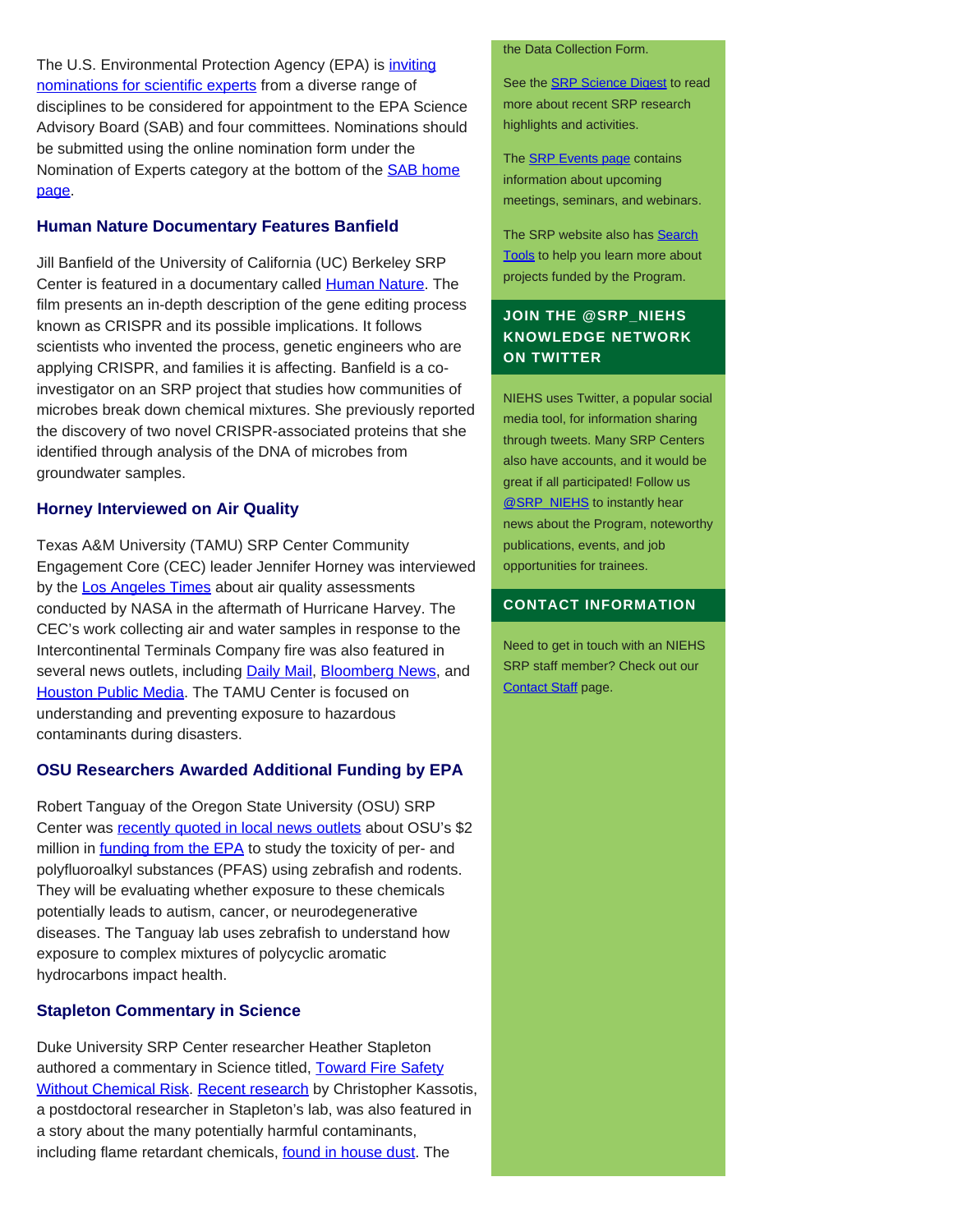The U.S. Environmental Protection Agency (EPA) is inviting nominations for scientific experts from a diverse range of disciplines to be considered for appointment to the EPA Science Advisory Board (SAB) and four committees. Nominations should be submitted using the online nomination form under the Nomination of Experts category at the bottom of the SAB home page.

### Human Nature Documentary Features Banfield

Jill Banfield of the University of California (UC) Berkeley SRP Center is featured in a documentary called Human Nature. The film presents an in-depth description of the gene editing process known as CRISPR and its possible implications. It follows scientists who invented the process, genetic engineers who are applying CRISPR, and families it is affecting. Banfield is a co-investigator on an SRP project that studies how communities of microbes break down chemical mixtures. She previously reported the discovery of two novel CRISPR-associated proteins that she identified through analysis of the DNA of microbes from groundwater samples.

### Horney Interviewed on Air Quality

Texas A&M University (TAMU) SRP Center Community Engagement Core (CEC) leader Jennifer Horney was interviewed by the Los Angeles Times about air quality assessments conducted by NASA in the aftermath of Hurricane Harvey. The CEC's work collecting air and water samples in response to the Intercontinental Terminals Company fire was also featured in several news outlets, including Daily Mail, Bloomberg News, and Houston Public Media. The TAMU Center is focused on understanding and preventing exposure to hazardous contaminants during disasters.

### OSU Researchers Awarded Additional Funding by EPA

Robert Tanguay of the Oregon State University (OSU) SRP Center was recently quoted in local news outlets about OSU's $2 million in funding from the EPA to study the toxicity of per- and polyfluoroalkyl substances (PFAS) using zebrafish and rodents. They will be evaluating whether exposure to these chemicals potentially leads to autism, cancer, or neurodegenerative diseases. The Tanguay lab uses zebrafish to understand how exposure to complex mixtures of polycyclic aromatic hydrocarbons impact health.

### Stapleton Commentary in Science

Duke University SRP Center researcher Heather Stapleton authored a commentary in Science titled, Toward Fire Safety Without Chemical Risk. Recent research by Christopher Kassotis, a postdoctoral researcher in Stapleton's lab, was also featured in a story about the many potentially harmful contaminants, including flame retardant chemicals, found in house dust. The

the Data Collection Form.

See the SRP Science Digest to read more about recent SRP research highlights and activities.

The SRP Events page contains information about upcoming meetings, seminars, and webinars.

The SRP website also has Search Tools to help you learn more about projects funded by the Program.

## JOIN THE @SRP_NIEHS KNOWLEDGE NETWORK ON TWITTER

NIEHS uses Twitter, a popular social media tool, for information sharing through tweets. Many SRP Centers also have accounts, and it would be great if all participated! Follow us @SRP_NIEHS to instantly hear news about the Program, noteworthy publications, events, and job opportunities for trainees.

## CONTACT INFORMATION

Need to get in touch with an NIEHS SRP staff member? Check out our Contact Staff page.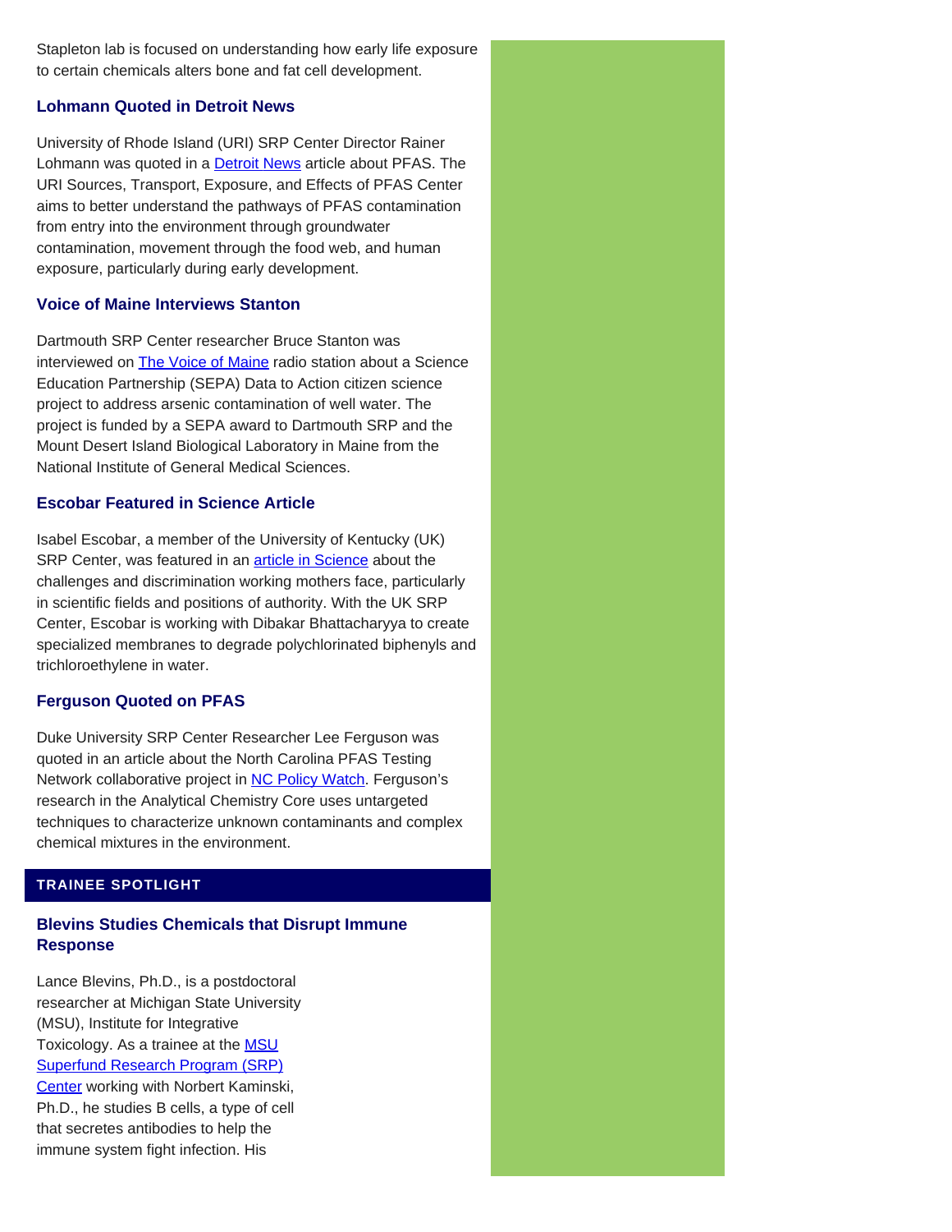Stapleton lab is focused on understanding how early life exposure to certain chemicals alters bone and fat cell development.

### Lohmann Quoted in Detroit News

University of Rhode Island (URI) SRP Center Director Rainer Lohmann was quoted in a Detroit News article about PFAS. The URI Sources, Transport, Exposure, and Effects of PFAS Center aims to better understand the pathways of PFAS contamination from entry into the environment through groundwater contamination, movement through the food web, and human exposure, particularly during early development.

### Voice of Maine Interviews Stanton

Dartmouth SRP Center researcher Bruce Stanton was interviewed on The Voice of Maine radio station about a Science Education Partnership (SEPA) Data to Action citizen science project to address arsenic contamination of well water. The project is funded by a SEPA award to Dartmouth SRP and the Mount Desert Island Biological Laboratory in Maine from the National Institute of General Medical Sciences.

### Escobar Featured in Science Article

Isabel Escobar, a member of the University of Kentucky (UK) SRP Center, was featured in an article in Science about the challenges and discrimination working mothers face, particularly in scientific fields and positions of authority. With the UK SRP Center, Escobar is working with Dibakar Bhattacharyya to create specialized membranes to degrade polychlorinated biphenyls and trichloroethylene in water.

### Ferguson Quoted on PFAS

Duke University SRP Center Researcher Lee Ferguson was quoted in an article about the North Carolina PFAS Testing Network collaborative project in NC Policy Watch. Ferguson's research in the Analytical Chemistry Core uses untargeted techniques to characterize unknown contaminants and complex chemical mixtures in the environment.

## TRAINEE SPOTLIGHT

### Blevins Studies Chemicals that Disrupt Immune Response

Lance Blevins, Ph.D., is a postdoctoral researcher at Michigan State University (MSU), Institute for Integrative Toxicology. As a trainee at the MSU Superfund Research Program (SRP) Center working with Norbert Kaminski, Ph.D., he studies B cells, a type of cell that secretes antibodies to help the immune system fight infection. His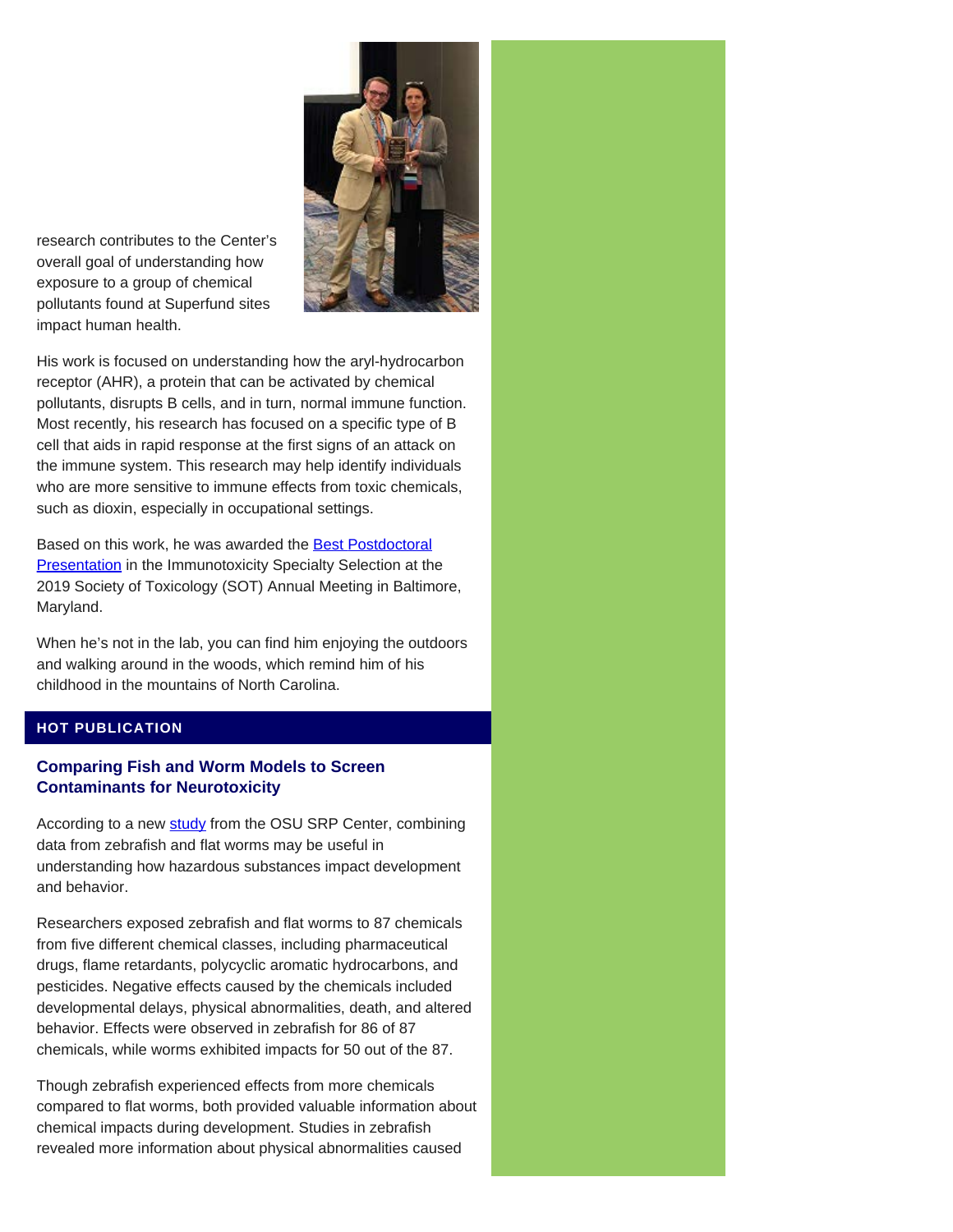research contributes to the Center's overall goal of understanding how exposure to a group of chemical pollutants found at Superfund sites impact human health.

His work is focused on understanding how the aryl-hydrocarbon receptor (AHR), a protein that can be activated by chemical pollutants, disrupts B cells, and in turn, normal immune function. Most recently, his research has focused on a specific type of B cell that aids in rapid response at the first signs of an attack on the immune system. This research may help identify individuals who are more sensitive to immune effects from toxic chemicals, such as dioxin, especially in occupational settings.

Based on this work, he was awarded the Best Postdoctoral Presentation in the Immunotoxicity Specialty Selection at the 2019 Society of Toxicology (SOT) Annual Meeting in Baltimore, Maryland.

When he's not in the lab, you can find him enjoying the outdoors and walking around in the woods, which remind him of his childhood in the mountains of North Carolina.

## HOT PUBLICATION

### Comparing Fish and Worm Models to Screen Contaminants for Neurotoxicity

According to a new study from the OSU SRP Center, combining data from zebrafish and flat worms may be useful in understanding how hazardous substances impact development and behavior.

Researchers exposed zebrafish and flat worms to 87 chemicals from five different chemical classes, including pharmaceutical drugs, flame retardants, polycyclic aromatic hydrocarbons, and pesticides. Negative effects caused by the chemicals included developmental delays, physical abnormalities, death, and altered behavior. Effects were observed in zebrafish for 86 of 87 chemicals, while worms exhibited impacts for 50 out of the 87.

Though zebrafish experienced effects from more chemicals compared to flat worms, both provided valuable information about chemical impacts during development. Studies in zebrafish revealed more information about physical abnormalities caused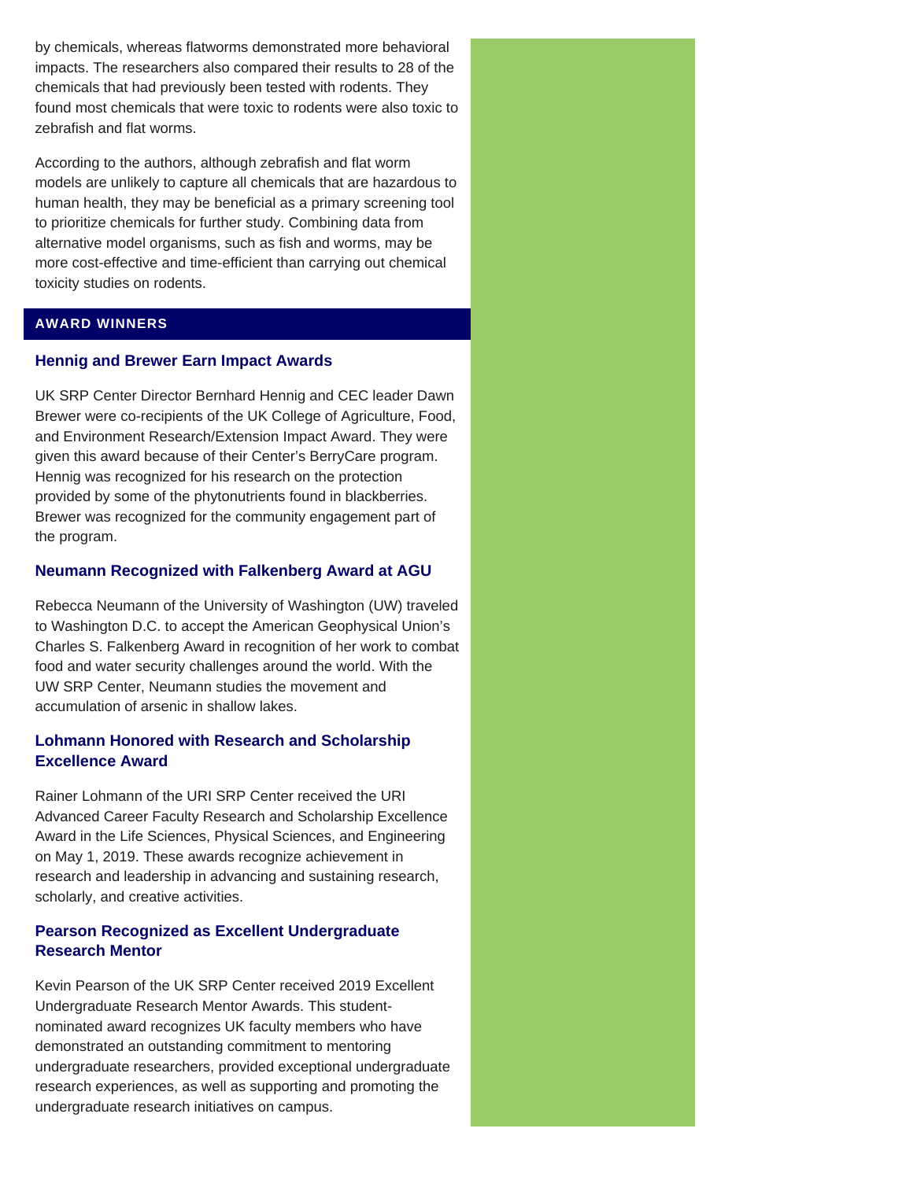by chemicals, whereas flatworms demonstrated more behavioral impacts. The researchers also compared their results to 28 of the chemicals that had previously been tested with rodents. They found most chemicals that were toxic to rodents were also toxic to zebrafish and flat worms.

According to the authors, although zebrafish and flat worm models are unlikely to capture all chemicals that are hazardous to human health, they may be beneficial as a primary screening tool to prioritize chemicals for further study. Combining data from alternative model organisms, such as fish and worms, may be more cost-effective and time-efficient than carrying out chemical toxicity studies on rodents.

## AWARD WINNERS

### Hennig and Brewer Earn Impact Awards

UK SRP Center Director Bernhard Hennig and CEC leader Dawn Brewer were co-recipients of the UK College of Agriculture, Food, and Environment Research/Extension Impact Award. They were given this award because of their Center's BerryCare program. Hennig was recognized for his research on the protection provided by some of the phytonutrients found in blackberries. Brewer was recognized for the community engagement part of the program.

### Neumann Recognized with Falkenberg Award at AGU

Rebecca Neumann of the University of Washington (UW) traveled to Washington D.C. to accept the American Geophysical Union's Charles S. Falkenberg Award in recognition of her work to combat food and water security challenges around the world. With the UW SRP Center, Neumann studies the movement and accumulation of arsenic in shallow lakes.

### Lohmann Honored with Research and Scholarship Excellence Award

Rainer Lohmann of the URI SRP Center received the URI Advanced Career Faculty Research and Scholarship Excellence Award in the Life Sciences, Physical Sciences, and Engineering on May 1, 2019. These awards recognize achievement in research and leadership in advancing and sustaining research, scholarly, and creative activities.

### Pearson Recognized as Excellent Undergraduate Research Mentor

Kevin Pearson of the UK SRP Center received 2019 Excellent Undergraduate Research Mentor Awards. This student-nominated award recognizes UK faculty members who have demonstrated an outstanding commitment to mentoring undergraduate researchers, provided exceptional undergraduate research experiences, as well as supporting and promoting the undergraduate research initiatives on campus.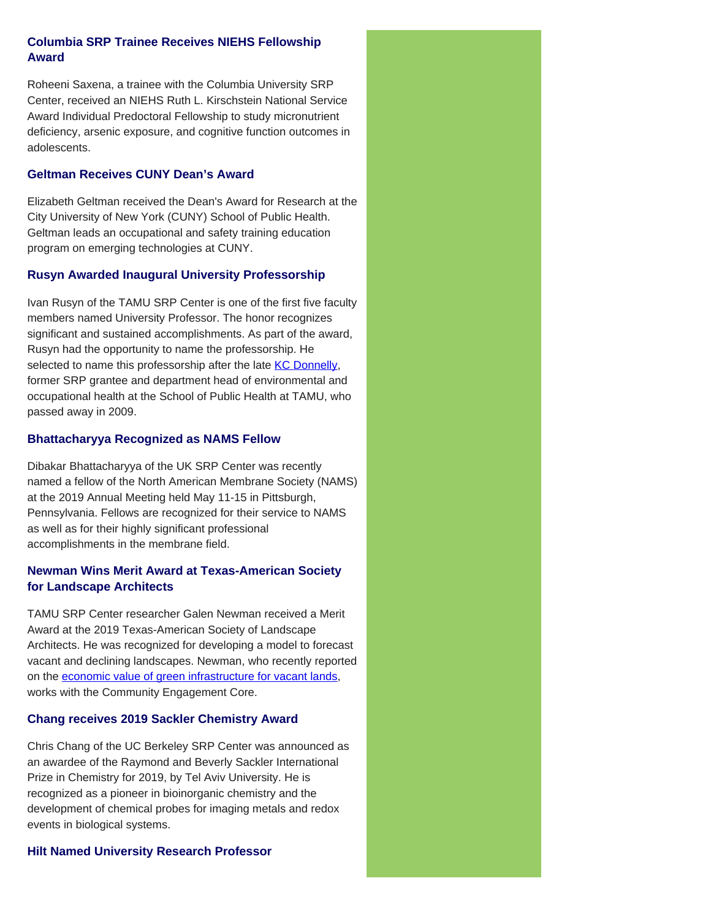### Columbia SRP Trainee Receives NIEHS Fellowship Award

Roheeni Saxena, a trainee with the Columbia University SRP Center, received an NIEHS Ruth L. Kirschstein National Service Award Individual Predoctoral Fellowship to study micronutrient deficiency, arsenic exposure, and cognitive function outcomes in adolescents.

### Geltman Receives CUNY Dean's Award

Elizabeth Geltman received the Dean's Award for Research at the City University of New York (CUNY) School of Public Health. Geltman leads an occupational and safety training education program on emerging technologies at CUNY.

### Rusyn Awarded Inaugural University Professorship

Ivan Rusyn of the TAMU SRP Center is one of the first five faculty members named University Professor. The honor recognizes significant and sustained accomplishments. As part of the award, Rusyn had the opportunity to name the professorship. He selected to name this professorship after the late KC Donnelly, former SRP grantee and department head of environmental and occupational health at the School of Public Health at TAMU, who passed away in 2009.

### Bhattacharyya Recognized as NAMS Fellow

Dibakar Bhattacharyya of the UK SRP Center was recently named a fellow of the North American Membrane Society (NAMS) at the 2019 Annual Meeting held May 11-15 in Pittsburgh, Pennsylvania. Fellows are recognized for their service to NAMS as well as for their highly significant professional accomplishments in the membrane field.

### Newman Wins Merit Award at Texas-American Society for Landscape Architects

TAMU SRP Center researcher Galen Newman received a Merit Award at the 2019 Texas-American Society of Landscape Architects. He was recognized for developing a model to forecast vacant and declining landscapes. Newman, who recently reported on the economic value of green infrastructure for vacant lands, works with the Community Engagement Core.

### Chang receives 2019 Sackler Chemistry Award

Chris Chang of the UC Berkeley SRP Center was announced as an awardee of the Raymond and Beverly Sackler International Prize in Chemistry for 2019, by Tel Aviv University. He is recognized as a pioneer in bioinorganic chemistry and the development of chemical probes for imaging metals and redox events in biological systems.

### Hilt Named University Research Professor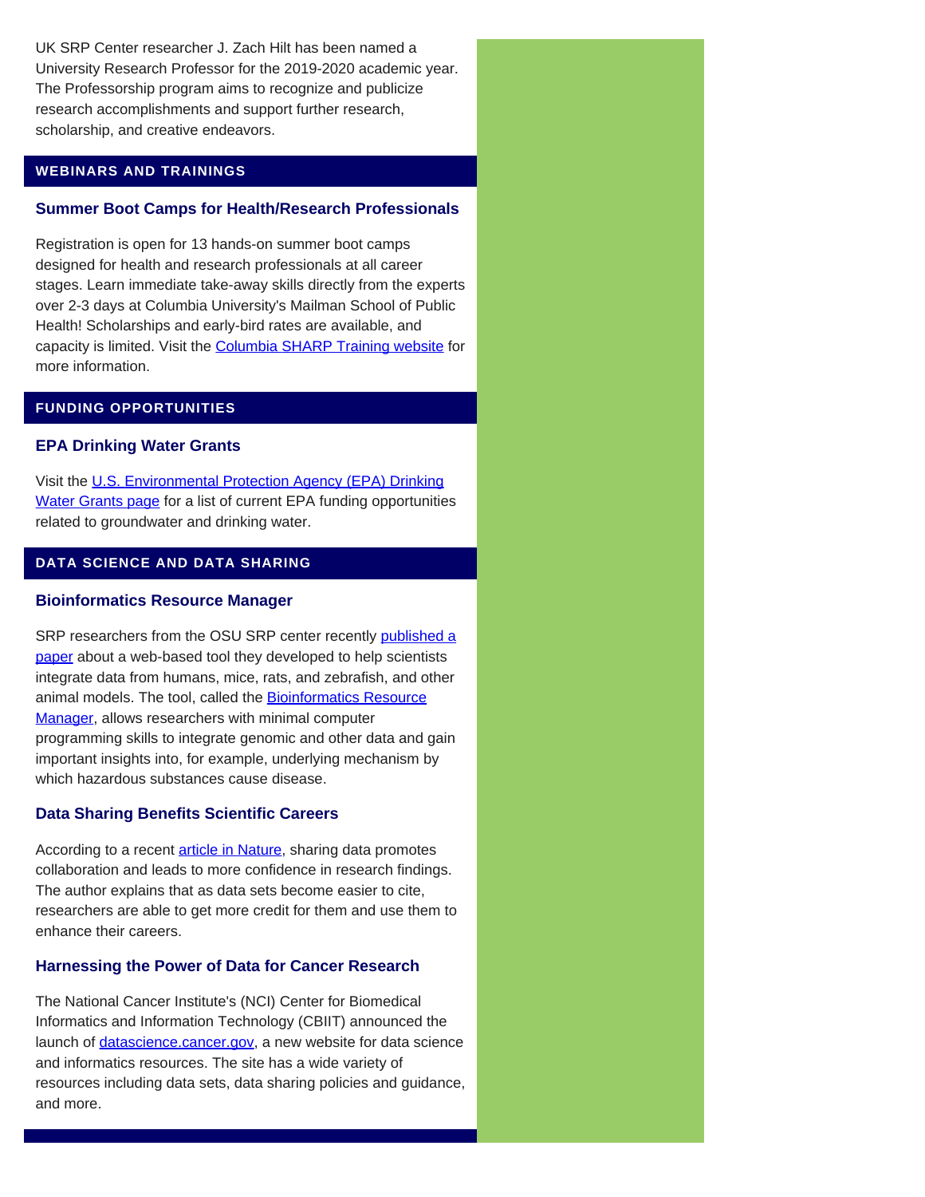UK SRP Center researcher J. Zach Hilt has been named a University Research Professor for the 2019-2020 academic year. The Professorship program aims to recognize and publicize research accomplishments and support further research, scholarship, and creative endeavors.

## WEBINARS AND TRAININGS

### Summer Boot Camps for Health/Research Professionals

Registration is open for 13 hands-on summer boot camps designed for health and research professionals at all career stages. Learn immediate take-away skills directly from the experts over 2-3 days at Columbia University's Mailman School of Public Health! Scholarships and early-bird rates are available, and capacity is limited. Visit the Columbia SHARP Training website for more information.

## FUNDING OPPORTUNITIES

### EPA Drinking Water Grants

Visit the U.S. Environmental Protection Agency (EPA) Drinking Water Grants page for a list of current EPA funding opportunities related to groundwater and drinking water.

## DATA SCIENCE AND DATA SHARING

### Bioinformatics Resource Manager

SRP researchers from the OSU SRP center recently published a paper about a web-based tool they developed to help scientists integrate data from humans, mice, rats, and zebrafish, and other animal models. The tool, called the Bioinformatics Resource Manager, allows researchers with minimal computer programming skills to integrate genomic and other data and gain important insights into, for example, underlying mechanism by which hazardous substances cause disease.

### Data Sharing Benefits Scientific Careers

According to a recent article in Nature, sharing data promotes collaboration and leads to more confidence in research findings. The author explains that as data sets become easier to cite, researchers are able to get more credit for them and use them to enhance their careers.

### Harnessing the Power of Data for Cancer Research

The National Cancer Institute's (NCI) Center for Biomedical Informatics and Information Technology (CBIIT) announced the launch of datascience.cancer.gov, a new website for data science and informatics resources. The site has a wide variety of resources including data sets, data sharing policies and guidance, and more.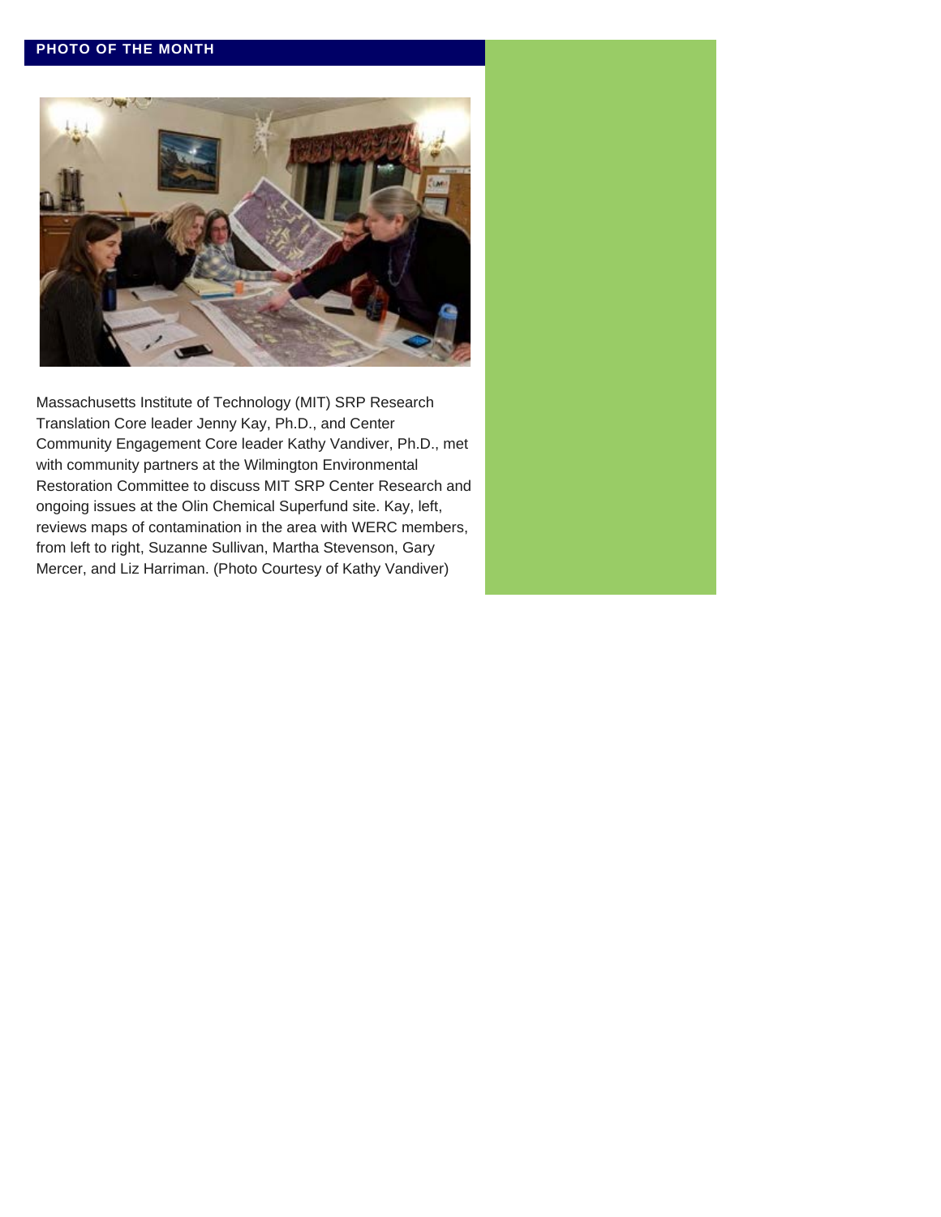## PHOTO OF THE MONTH

Massachusetts Institute of Technology (MIT) SRP Research Translation Core leader Jenny Kay, Ph.D., and Center Community Engagement Core leader Kathy Vandiver, Ph.D., met with community partners at the Wilmington Environmental Restoration Committee to discuss MIT SRP Center Research and ongoing issues at the Olin Chemical Superfund site. Kay, left, reviews maps of contamination in the area with WERC members, from left to right, Suzanne Sullivan, Martha Stevenson, Gary Mercer, and Liz Harriman. (Photo Courtesy of Kathy Vandiver)